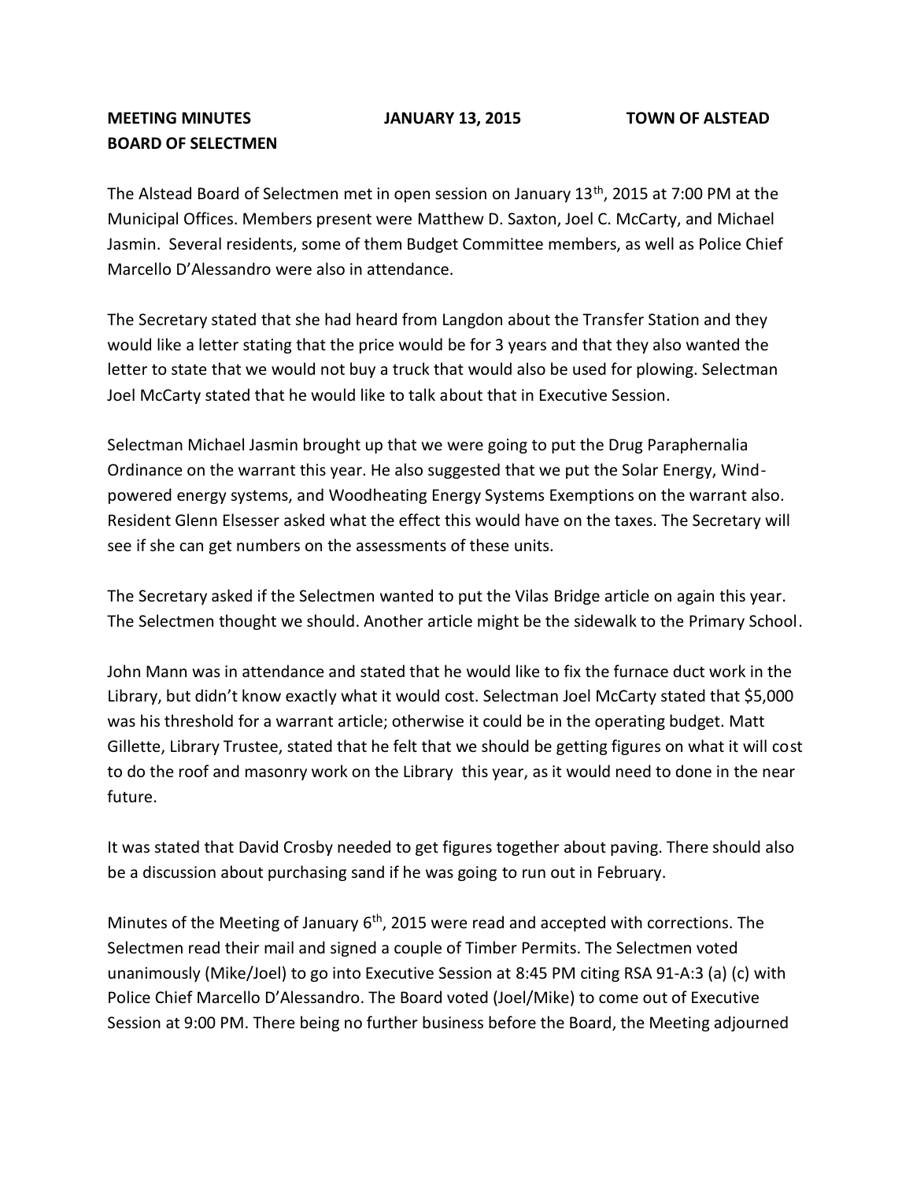**MEETING MINUTES JANUARY 13, 2015 TOWN OF ALSTEAD**
**BOARD OF SELECTMEN**

The Alstead Board of Selectmen met in open session on January 13th, 2015 at 7:00 PM at the Municipal Offices. Members present were Matthew D. Saxton, Joel C. McCarty, and Michael Jasmin. Several residents, some of them Budget Committee members, as well as Police Chief Marcello D'Alessandro were also in attendance.

The Secretary stated that she had heard from Langdon about the Transfer Station and they would like a letter stating that the price would be for 3 years and that they also wanted the letter to state that we would not buy a truck that would also be used for plowing. Selectman Joel McCarty stated that he would like to talk about that in Executive Session.

Selectman Michael Jasmin brought up that we were going to put the Drug Paraphernalia Ordinance on the warrant this year. He also suggested that we put the Solar Energy, Wind-powered energy systems, and Woodheating Energy Systems Exemptions on the warrant also. Resident Glenn Elsesser asked what the effect this would have on the taxes. The Secretary will see if she can get numbers on the assessments of these units.

The Secretary asked if the Selectmen wanted to put the Vilas Bridge article on again this year. The Selectmen thought we should. Another article might be the sidewalk to the Primary School.

John Mann was in attendance and stated that he would like to fix the furnace duct work in the Library, but didn't know exactly what it would cost. Selectman Joel McCarty stated that $5,000 was his threshold for a warrant article; otherwise it could be in the operating budget. Matt Gillette, Library Trustee, stated that he felt that we should be getting figures on what it will cost to do the roof and masonry work on the Library this year, as it would need to done in the near future.

It was stated that David Crosby needed to get figures together about paving. There should also be a discussion about purchasing sand if he was going to run out in February.

Minutes of the Meeting of January 6th, 2015 were read and accepted with corrections. The Selectmen read their mail and signed a couple of Timber Permits. The Selectmen voted unanimously (Mike/Joel) to go into Executive Session at 8:45 PM citing RSA 91-A:3 (a) (c) with Police Chief Marcello D'Alessandro. The Board voted (Joel/Mike) to come out of Executive Session at 9:00 PM. There being no further business before the Board, the Meeting adjourned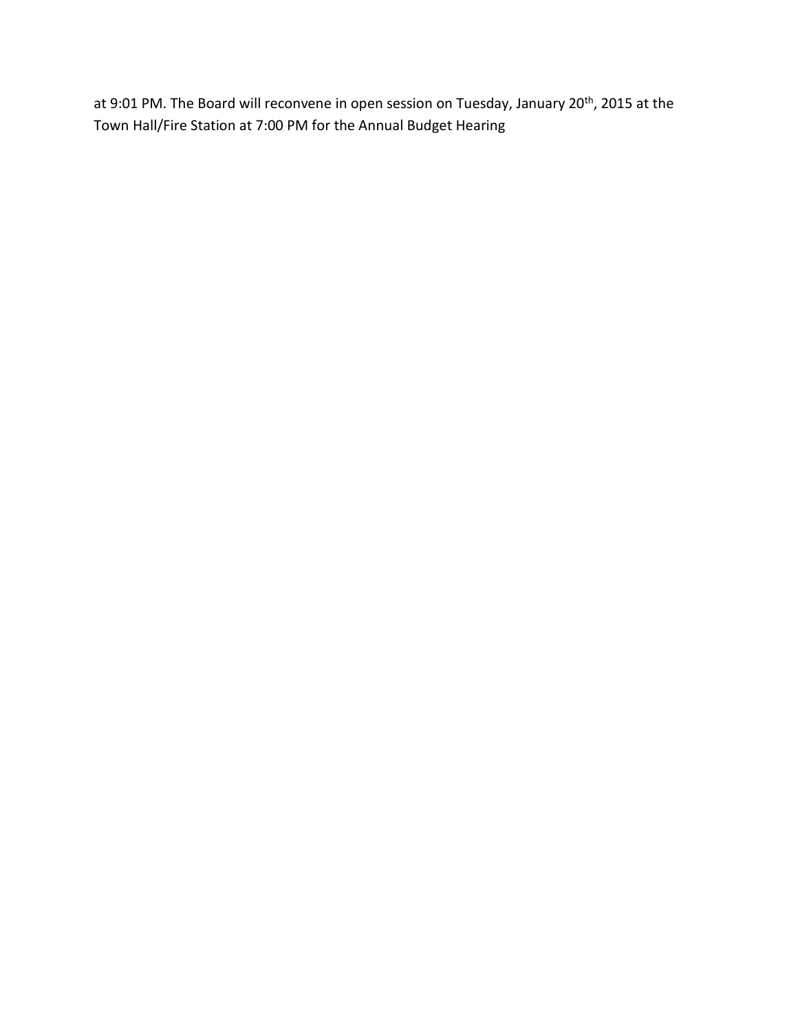at 9:01 PM. The Board will reconvene in open session on Tuesday, January 20th, 2015 at the Town Hall/Fire Station at 7:00 PM for the Annual Budget Hearing